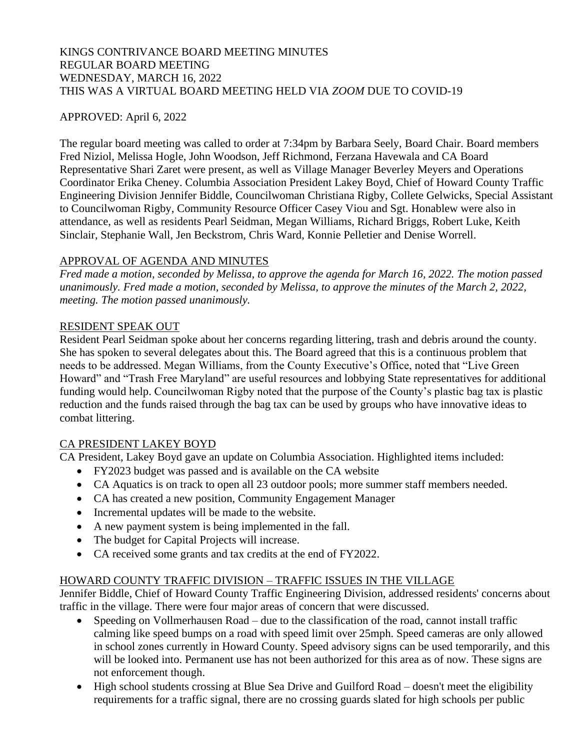KINGS CONTRIVANCE BOARD MEETING MINUTES
REGULAR BOARD MEETING
WEDNESDAY, MARCH 16, 2022
THIS WAS A VIRTUAL BOARD MEETING HELD VIA *ZOOM* DUE TO COVID-19

APPROVED: April 6, 2022

The regular board meeting was called to order at 7:34pm by Barbara Seely, Board Chair. Board members Fred Niziol, Melissa Hogle, John Woodson, Jeff Richmond, Ferzana Havewala and CA Board Representative Shari Zaret were present, as well as Village Manager Beverley Meyers and Operations Coordinator Erika Cheney. Columbia Association President Lakey Boyd, Chief of Howard County Traffic Engineering Division Jennifer Biddle, Councilwoman Christiana Rigby, Collete Gelwicks, Special Assistant to Councilwoman Rigby, Community Resource Officer Casey Viou and Sgt. Honablew were also in attendance, as well as residents Pearl Seidman, Megan Williams, Richard Briggs, Robert Luke, Keith Sinclair, Stephanie Wall, Jen Beckstrom, Chris Ward, Konnie Pelletier and Denise Worrell.

## APPROVAL OF AGENDA AND MINUTES

*Fred made a motion, seconded by Melissa, to approve the agenda for March 16, 2022. The motion passed unanimously. Fred made a motion, seconded by Melissa, to approve the minutes of the March 2, 2022, meeting. The motion passed unanimously.*

## RESIDENT SPEAK OUT

Resident Pearl Seidman spoke about her concerns regarding littering, trash and debris around the county. She has spoken to several delegates about this. The Board agreed that this is a continuous problem that needs to be addressed. Megan Williams, from the County Executive's Office, noted that "Live Green Howard" and "Trash Free Maryland" are useful resources and lobbying State representatives for additional funding would help. Councilwoman Rigby noted that the purpose of the County's plastic bag tax is plastic reduction and the funds raised through the bag tax can be used by groups who have innovative ideas to combat littering.

## CA PRESIDENT LAKEY BOYD

CA President, Lakey Boyd gave an update on Columbia Association. Highlighted items included:

- FY2023 budget was passed and is available on the CA website
- CA Aquatics is on track to open all 23 outdoor pools; more summer staff members needed.
- CA has created a new position, Community Engagement Manager
- Incremental updates will be made to the website.
- A new payment system is being implemented in the fall.
- The budget for Capital Projects will increase.
- CA received some grants and tax credits at the end of FY2022.

## HOWARD COUNTY TRAFFIC DIVISION – TRAFFIC ISSUES IN THE VILLAGE

Jennifer Biddle, Chief of Howard County Traffic Engineering Division, addressed residents' concerns about traffic in the village. There were four major areas of concern that were discussed.

- Speeding on Vollmerhausen Road – due to the classification of the road, cannot install traffic calming like speed bumps on a road with speed limit over 25mph. Speed cameras are only allowed in school zones currently in Howard County. Speed advisory signs can be used temporarily, and this will be looked into. Permanent use has not been authorized for this area as of now. These signs are not enforcement though.
- High school students crossing at Blue Sea Drive and Guilford Road – doesn't meet the eligibility requirements for a traffic signal, there are no crossing guards slated for high schools per public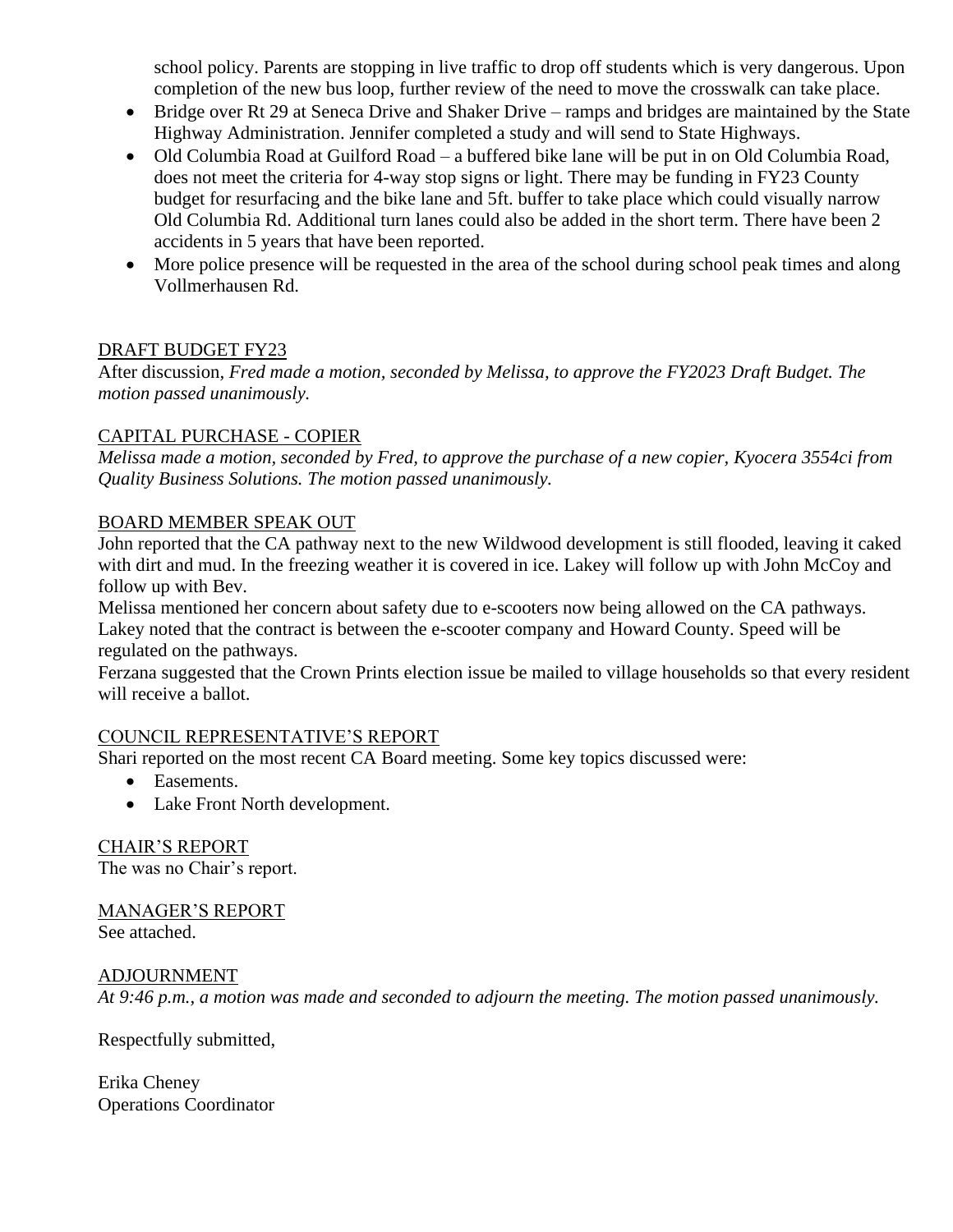school policy. Parents are stopping in live traffic to drop off students which is very dangerous. Upon completion of the new bus loop, further review of the need to move the crosswalk can take place.

- Bridge over Rt 29 at Seneca Drive and Shaker Drive – ramps and bridges are maintained by the State Highway Administration. Jennifer completed a study and will send to State Highways.
- Old Columbia Road at Guilford Road – a buffered bike lane will be put in on Old Columbia Road, does not meet the criteria for 4-way stop signs or light. There may be funding in FY23 County budget for resurfacing and the bike lane and 5ft. buffer to take place which could visually narrow Old Columbia Rd. Additional turn lanes could also be added in the short term. There have been 2 accidents in 5 years that have been reported.
- More police presence will be requested in the area of the school during school peak times and along Vollmerhausen Rd.

<u>DRAFT BUDGET FY23</u>

After discussion, *Fred made a motion, seconded by Melissa, to approve the FY2023 Draft Budget. The motion passed unanimously.*

<u>CAPITAL PURCHASE - COPIER</u>

*Melissa made a motion, seconded by Fred, to approve the purchase of a new copier, Kyocera 3554ci from Quality Business Solutions. The motion passed unanimously.*

<u>BOARD MEMBER SPEAK OUT</u>

John reported that the CA pathway next to the new Wildwood development is still flooded, leaving it caked with dirt and mud. In the freezing weather it is covered in ice. Lakey will follow up with John McCoy and follow up with Bev.

Melissa mentioned her concern about safety due to e-scooters now being allowed on the CA pathways. Lakey noted that the contract is between the e-scooter company and Howard County. Speed will be regulated on the pathways.

Ferzana suggested that the Crown Prints election issue be mailed to village households so that every resident will receive a ballot.

<u>COUNCIL REPRESENTATIVE'S REPORT</u>

Shari reported on the most recent CA Board meeting. Some key topics discussed were:

- Easements.
- Lake Front North development.

<u>CHAIR'S REPORT</u>

The was no Chair's report.

<u>MANAGER'S REPORT</u>

See attached.

<u>ADJOURNMENT</u>

*At 9:46 p.m., a motion was made and seconded to adjourn the meeting. The motion passed unanimously.*

Respectfully submitted,

Erika Cheney
Operations Coordinator